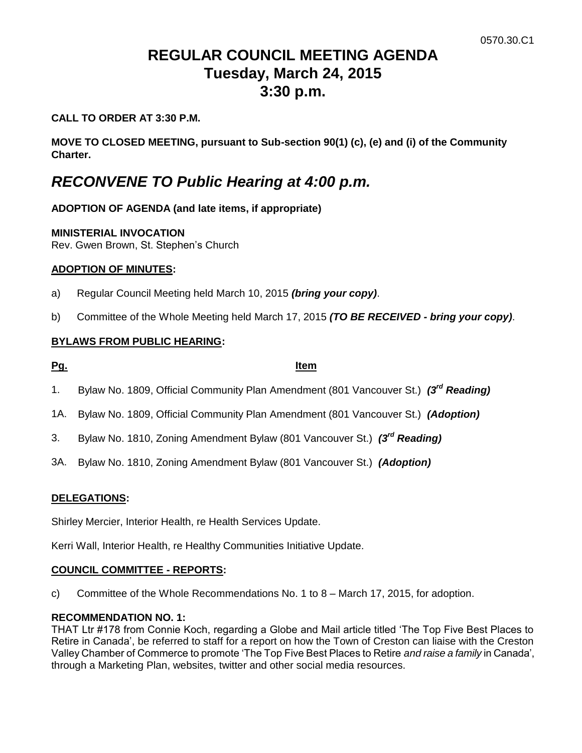0570.30.C1

# REGULAR COUNCIL MEETING AGENDA
# Tuesday, March 24, 2015
# 3:30 p.m.

**CALL TO ORDER AT 3:30 P.M.**

**MOVE TO CLOSED MEETING, pursuant to Sub-section 90(1) (c), (e) and (i) of the Community Charter.**

## *RECONVENE TO Public Hearing at 4:00 p.m.*

**ADOPTION OF AGENDA (and late items, if appropriate)**

**MINISTERIAL INVOCATION**
Rev. Gwen Brown, St. Stephen's Church

**ADOPTION OF MINUTES:**

a) Regular Council Meeting held March 10, 2015 ***(bring your copy)***.

b) Committee of the Whole Meeting held March 17, 2015 ***(TO BE RECEIVED - bring your copy)***.

**BYLAWS FROM PUBLIC HEARING:**

| Pg. | Item |
|---|---|
| 1. | Bylaw No. 1809, Official Community Plan Amendment (801 Vancouver St.) ***(3rd Reading)*** |
| 1A. | Bylaw No. 1809, Official Community Plan Amendment (801 Vancouver St.) ***(Adoption)*** |
| 3. | Bylaw No. 1810, Zoning Amendment Bylaw (801 Vancouver St.) ***(3rd Reading)*** |
| 3A. | Bylaw No. 1810, Zoning Amendment Bylaw (801 Vancouver St.) ***(Adoption)*** |

**DELEGATIONS:**

Shirley Mercier, Interior Health, re Health Services Update.

Kerri Wall, Interior Health, re Healthy Communities Initiative Update.

**COUNCIL COMMITTEE - REPORTS:**

c) Committee of the Whole Recommendations No. 1 to 8 – March 17, 2015, for adoption.

**RECOMMENDATION NO. 1:**
THAT Ltr #178 from Connie Koch, regarding a Globe and Mail article titled 'The Top Five Best Places to Retire in Canada', be referred to staff for a report on how the Town of Creston can liaise with the Creston Valley Chamber of Commerce to promote 'The Top Five Best Places to Retire *and raise a family* in Canada', through a Marketing Plan, websites, twitter and other social media resources.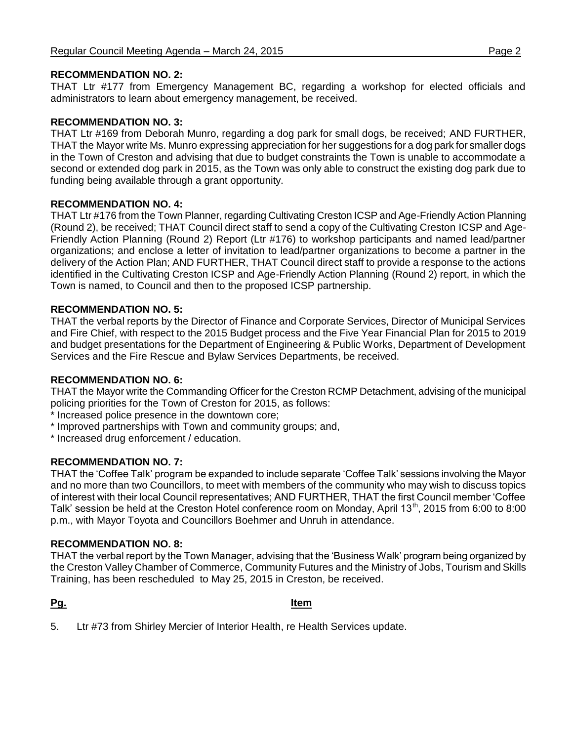**RECOMMENDATION NO. 2:**
THAT Ltr #177 from Emergency Management BC, regarding a workshop for elected officials and administrators to learn about emergency management, be received.

**RECOMMENDATION NO. 3:**
THAT Ltr #169 from Deborah Munro, regarding a dog park for small dogs, be received; AND FURTHER, THAT the Mayor write Ms. Munro expressing appreciation for her suggestions for a dog park for smaller dogs in the Town of Creston and advising that due to budget constraints the Town is unable to accommodate a second or extended dog park in 2015, as the Town was only able to construct the existing dog park due to funding being available through a grant opportunity.

**RECOMMENDATION NO. 4:**
THAT Ltr #176 from the Town Planner, regarding Cultivating Creston ICSP and Age-Friendly Action Planning (Round 2), be received; THAT Council direct staff to send a copy of the Cultivating Creston ICSP and Age-Friendly Action Planning (Round 2) Report (Ltr #176) to workshop participants and named lead/partner organizations; and enclose a letter of invitation to lead/partner organizations to become a partner in the delivery of the Action Plan; AND FURTHER, THAT Council direct staff to provide a response to the actions identified in the Cultivating Creston ICSP and Age-Friendly Action Planning (Round 2) report, in which the Town is named, to Council and then to the proposed ICSP partnership.

**RECOMMENDATION NO. 5:**
THAT the verbal reports by the Director of Finance and Corporate Services, Director of Municipal Services and Fire Chief, with respect to the 2015 Budget process and the Five Year Financial Plan for 2015 to 2019 and budget presentations for the Department of Engineering & Public Works, Department of Development Services and the Fire Rescue and Bylaw Services Departments, be received.

**RECOMMENDATION NO. 6:**
THAT the Mayor write the Commanding Officer for the Creston RCMP Detachment, advising of the municipal policing priorities for the Town of Creston for 2015, as follows:
* Increased police presence in the downtown core;
* Improved partnerships with Town and community groups; and,
* Increased drug enforcement / education.

**RECOMMENDATION NO. 7:**
THAT the 'Coffee Talk' program be expanded to include separate 'Coffee Talk' sessions involving the Mayor and no more than two Councillors, to meet with members of the community who may wish to discuss topics of interest with their local Council representatives; AND FURTHER, THAT the first Council member 'Coffee Talk' session be held at the Creston Hotel conference room on Monday, April 13th, 2015 from 6:00 to 8:00 p.m., with Mayor Toyota and Councillors Boehmer and Unruh in attendance.

**RECOMMENDATION NO. 8:**
THAT the verbal report by the Town Manager, advising that the 'Business Walk' program being organized by the Creston Valley Chamber of Commerce, Community Futures and the Ministry of Jobs, Tourism and Skills Training, has been rescheduled to May 25, 2015 in Creston, be received.

| Pg. | Item |
|---|---|
| 5. | Ltr #73 from Shirley Mercier of Interior Health, re Health Services update. |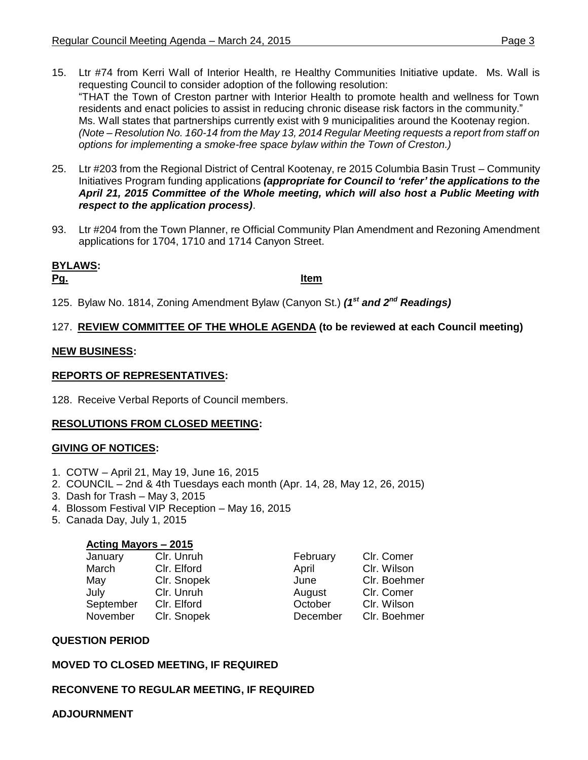15. Ltr #74 from Kerri Wall of Interior Health, re Healthy Communities Initiative update. Ms. Wall is requesting Council to consider adoption of the following resolution:
    "THAT the Town of Creston partner with Interior Health to promote health and wellness for Town residents and enact policies to assist in reducing chronic disease risk factors in the community."
    Ms. Wall states that partnerships currently exist with 9 municipalities around the Kootenay region.
    *(Note – Resolution No. 160-14 from the May 13, 2014 Regular Meeting requests a report from staff on options for implementing a smoke-free space bylaw within the Town of Creston.)*

25. Ltr #203 from the Regional District of Central Kootenay, re 2015 Columbia Basin Trust – Community Initiatives Program funding applications ***(appropriate for Council to 'refer' the applications to the April 21, 2015 Committee of the Whole meeting, which will also host a Public Meeting with respect to the application process)***.

93. Ltr #204 from the Town Planner, re Official Community Plan Amendment and Rezoning Amendment applications for 1704, 1710 and 1714 Canyon Street.

## BYLAWS:

**Pg.** **Item**

125. Bylaw No. 1814, Zoning Amendment Bylaw (Canyon St.) ***(1st and 2nd Readings)***

127. **REVIEW COMMITTEE OF THE WHOLE AGENDA (to be reviewed at each Council meeting)**

## NEW BUSINESS:

## REPORTS OF REPRESENTATIVES:

128. Receive Verbal Reports of Council members.

## RESOLUTIONS FROM CLOSED MEETING:

## GIVING OF NOTICES:

1. COTW – April 21, May 19, June 16, 2015
2. COUNCIL – 2nd & 4th Tuesdays each month (Apr. 14, 28, May 12, 26, 2015)
3. Dash for Trash – May 3, 2015
4. Blossom Festival VIP Reception – May 16, 2015
5. Canada Day, July 1, 2015

**Acting Mayors – 2015**

| | | | |
|---|---|---|---|
| January | Clr. Unruh | February | Clr. Comer |
| March | Clr. Elford | April | Clr. Wilson |
| May | Clr. Snopek | June | Clr. Boehmer |
| July | Clr. Unruh | August | Clr. Comer |
| September | Clr. Elford | October | Clr. Wilson |
| November | Clr. Snopek | December | Clr. Boehmer |

**QUESTION PERIOD**

**MOVED TO CLOSED MEETING, IF REQUIRED**

**RECONVENE TO REGULAR MEETING, IF REQUIRED**

**ADJOURNMENT**